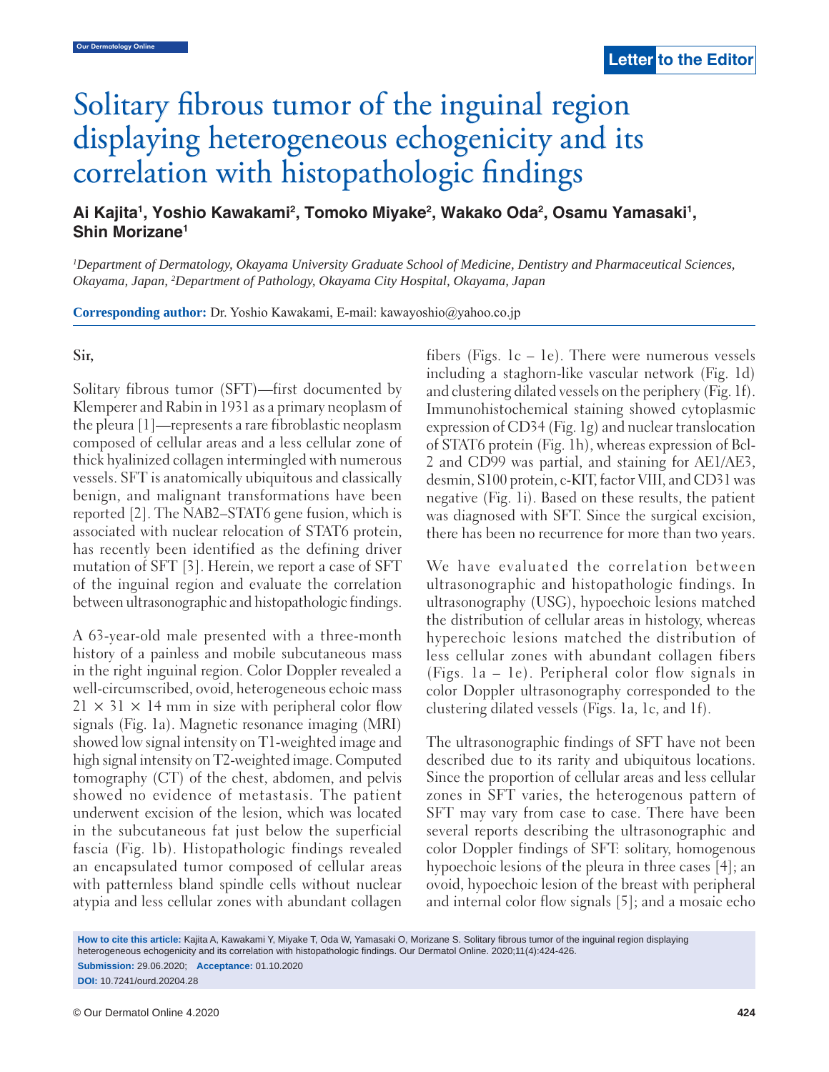Letter to the Editor

# Solitary fibrous tumor of the inguinal region displaying heterogeneous echogenicity and its correlation with histopathologic findings

**Ai Kajita[1], Yoshio Kawakami[2], Tomoko Miyake[2], Wakako Oda[2], Osamu Yamasaki[1], Shin Morizane[1]**

*[1]Department of Dermatology, Okayama University Graduate School of Medicine, Dentistry and Pharmaceutical Sciences, Okayama, Japan, [2]Department of Pathology, Okayama City Hospital, Okayama, Japan*

**Corresponding author:** Dr. Yoshio Kawakami, E-mail: kawayoshio@yahoo.co.jp

Sir,

Solitary fibrous tumor (SFT)—first documented by Klemperer and Rabin in 1931 as a primary neoplasm of the pleura [1]—represents a rare fibroblastic neoplasm composed of cellular areas and a less cellular zone of thick hyalinized collagen intermingled with numerous vessels. SFT is anatomically ubiquitous and classically benign, and malignant transformations have been reported [2]. The NAB2–STAT6 gene fusion, which is associated with nuclear relocation of STAT6 protein, has recently been identified as the defining driver mutation of SFT [3]. Herein, we report a case of SFT of the inguinal region and evaluate the correlation between ultrasonographic and histopathologic findings.

A 63-year-old male presented with a three-month history of a painless and mobile subcutaneous mass in the right inguinal region. Color Doppler revealed a well-circumscribed, ovoid, heterogeneous echoic mass $21 \times 31 \times 14$ mm in size with peripheral color flow signals (Fig. 1a). Magnetic resonance imaging (MRI) showed low signal intensity on T1-weighted image and high signal intensity on T2-weighted image. Computed tomography (CT) of the chest, abdomen, and pelvis showed no evidence of metastasis. The patient underwent excision of the lesion, which was located in the subcutaneous fat just below the superficial fascia (Fig. 1b). Histopathologic findings revealed an encapsulated tumor composed of cellular areas with patternless bland spindle cells without nuclear atypia and less cellular zones with abundant collagen fibers (Figs. 1c – 1e). There were numerous vessels including a staghorn-like vascular network (Fig. 1d) and clustering dilated vessels on the periphery (Fig. 1f). Immunohistochemical staining showed cytoplasmic expression of CD34 (Fig. 1g) and nuclear translocation of STAT6 protein (Fig. 1h), whereas expression of Bcl-2 and CD99 was partial, and staining for AE1/AE3, desmin, S100 protein, c-KIT, factor VIII, and CD31 was negative (Fig. 1i). Based on these results, the patient was diagnosed with SFT. Since the surgical excision, there has been no recurrence for more than two years.

We have evaluated the correlation between ultrasonographic and histopathologic findings. In ultrasonography (USG), hypoechoic lesions matched the distribution of cellular areas in histology, whereas hyperechoic lesions matched the distribution of less cellular zones with abundant collagen fibers (Figs. 1a – 1e). Peripheral color flow signals in color Doppler ultrasonography corresponded to the clustering dilated vessels (Figs. 1a, 1c, and 1f).

The ultrasonographic findings of SFT have not been described due to its rarity and ubiquitous locations. Since the proportion of cellular areas and less cellular zones in SFT varies, the heterogenous pattern of SFT may vary from case to case. There have been several reports describing the ultrasonographic and color Doppler findings of SFT: solitary, homogenous hypoechoic lesions of the pleura in three cases [4]; an ovoid, hypoechoic lesion of the breast with peripheral and internal color flow signals [5]; and a mosaic echo

**How to cite this article:** Kajita A, Kawakami Y, Miyake T, Oda W, Yamasaki O, Morizane S. Solitary fibrous tumor of the inguinal region displaying heterogeneous echogenicity and its correlation with histopathologic findings. Our Dermatol Online. 2020;11(4):424-426.

**Submission:** 29.06.2020; **Acceptance:** 01.10.2020

**DOI:** 10.7241/ourd.20204.28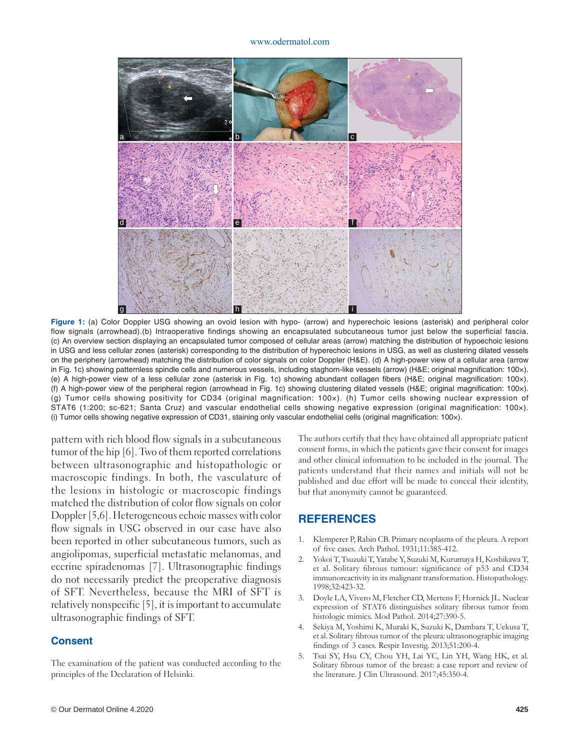**Figure 1:** (a) Color Doppler USG showing an ovoid lesion with hypo- (arrow) and hyperechoic lesions (asterisk) and peripheral color flow signals (arrowhead).(b) Intraoperative findings showing an encapsulated subcutaneous tumor just below the superficial fascia. (c) An overview section displaying an encapsulated tumor composed of cellular areas (arrow) matching the distribution of hypoechoic lesions in USG and less cellular zones (asterisk) corresponding to the distribution of hyperechoic lesions in USG, as well as clustering dilated vessels on the periphery (arrowhead) matching the distribution of color signals on color Doppler (H&E). (d) A high-power view of a cellular area (arrow in Fig. 1c) showing patternless spindle cells and numerous vessels, including staghorn-like vessels (arrow) (H&E; original magnification: 100×). (e) A high-power view of a less cellular zone (asterisk in Fig. 1c) showing abundant collagen fibers (H&E; original magnification: 100×). (f) A high-power view of the peripheral region (arrowhead in Fig. 1c) showing clustering dilated vessels (H&E; original magnification: 100×). (g) Tumor cells showing positivity for CD34 (original magnification: 100×). (h) Tumor cells showing nuclear expression of STAT6 (1:200; sc-621; Santa Cruz) and vascular endothelial cells showing negative expression (original magnification: 100×). (i) Tumor cells showing negative expression of CD31, staining only vascular endothelial cells (original magnification: 100×).

pattern with rich blood flow signals in a subcutaneous tumor of the hip [6]. Two of them reported correlations between ultrasonographic and histopathologic or macroscopic findings. In both, the vasculature of the lesions in histologic or macroscopic findings matched the distribution of color flow signals on color Doppler [5,6]. Heterogeneous echoic masses with color flow signals in USG observed in our case have also been reported in other subcutaneous tumors, such as angiolipomas, superficial metastatic melanomas, and eccrine spiradenomas [7]. Ultrasonographic findings do not necessarily predict the preoperative diagnosis of SFT. Nevertheless, because the MRI of SFT is relatively nonspecific [5], it is important to accumulate ultrasonographic findings of SFT.

## Consent

The examination of the patient was conducted according to the principles of the Declaration of Helsinki.

The authors certify that they have obtained all appropriate patient consent forms, in which the patients gave their consent for images and other clinical information to be included in the journal. The patients understand that their names and initials will not be published and due effort will be made to conceal their identity, but that anonymity cannot be guaranteed.

## REFERENCES

1. Klemperer P, Rabin CB. Primary neoplasms of the pleura. A report of five cases. Arch Pathol. 1931;11:385-412.
2. Yokoi T, Tsuzuki T, Yatabe Y, Suzuki M, Kurumaya H, Koshikawa T, et al. Solitary fibrous tumour: significance of p53 and CD34 immunoreactivity in its malignant transformation. Histopathology. 1998;32:423-32.
3. Doyle LA, Vivero M, Fletcher CD, Mertens F, Hornick JL. Nuclear expression of STAT6 distinguishes solitary fibrous tumor from histologic mimics. Mod Pathol. 2014;27:390-5.
4. Sekiya M, Yoshimi K, Muraki K, Suzuki K, Dambara T, Uekusa T, et al. Solitary fibrous tumor of the pleura: ultrasonographic imaging findings of 3 cases. Respir Investig. 2013;51:200-4.
5. Tsai SY, Hsu CY, Chou YH, Lai YC, Lin YH, Wang HK, et al. Solitary fibrous tumor of the breast: a case report and review of the literature. J Clin Ultrasound. 2017;45:350-4.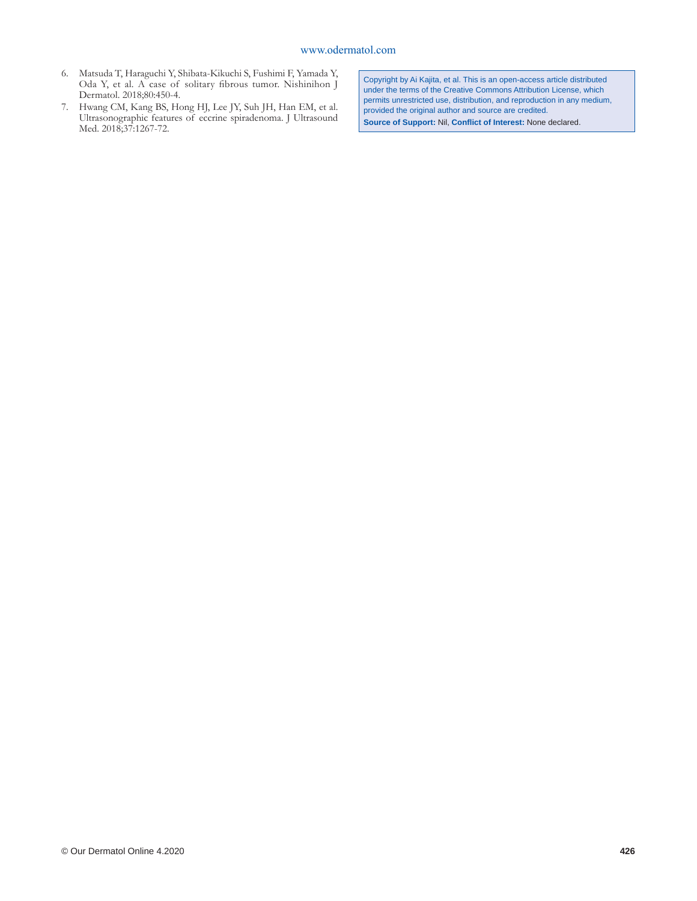6. Matsuda T, Haraguchi Y, Shibata-Kikuchi S, Fushimi F, Yamada Y, Oda Y, et al. A case of solitary fibrous tumor. Nishinihon J Dermatol. 2018;80:450-4.
7. Hwang CM, Kang BS, Hong HJ, Lee JY, Suh JH, Han EM, et al. Ultrasonographic features of eccrine spiradenoma. J Ultrasound Med. 2018;37:1267-72.

Copyright by Ai Kajita, et al. This is an open-access article distributed under the terms of the Creative Commons Attribution License, which permits unrestricted use, distribution, and reproduction in any medium, provided the original author and source are credited.

**Source of Support:** Nil, **Conflict of Interest:** None declared.